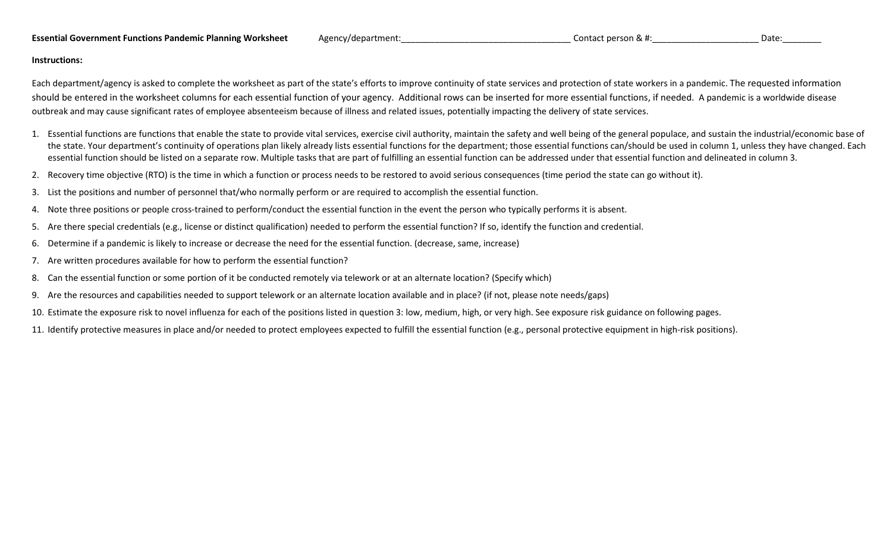**Essential Government Functions Pandemic Planning Worksheet** Agency/department:___________________________________ Contact person & #:______________________ Date:________

**Instructions:**

Each department/agency is asked to complete the worksheet as part of the state's efforts to improve continuity of state services and protection of state workers in a pandemic. The requested information should be entered in the worksheet columns for each essential function of your agency. Additional rows can be inserted for more essential functions, if needed. A pandemic is a worldwide disease outbreak and may cause significant rates of employee absenteeism because of illness and related issues, potentially impacting the delivery of state services.

1. Essential functions are functions that enable the state to provide vital services, exercise civil authority, maintain the safety and well being of the general populace, and sustain the industrial/economic base of the state. Your department's continuity of operations plan likely already lists essential functions for the department; those essential functions can/should be used in column 1, unless they have changed. Each essential function should be listed on a separate row. Multiple tasks that are part of fulfilling an essential function can be addressed under that essential function and delineated in column 3.
2. Recovery time objective (RTO) is the time in which a function or process needs to be restored to avoid serious consequences (time period the state can go without it).
3. List the positions and number of personnel that/who normally perform or are required to accomplish the essential function.
4. Note three positions or people cross-trained to perform/conduct the essential function in the event the person who typically performs it is absent.
5. Are there special credentials (e.g., license or distinct qualification) needed to perform the essential function? If so, identify the function and credential.
6. Determine if a pandemic is likely to increase or decrease the need for the essential function. (decrease, same, increase)
7. Are written procedures available for how to perform the essential function?
8. Can the essential function or some portion of it be conducted remotely via telework or at an alternate location? (Specify which)
9. Are the resources and capabilities needed to support telework or an alternate location available and in place? (if not, please note needs/gaps)
10. Estimate the exposure risk to novel influenza for each of the positions listed in question 3: low, medium, high, or very high. See exposure risk guidance on following pages.
11. Identify protective measures in place and/or needed to protect employees expected to fulfill the essential function (e.g., personal protective equipment in high-risk positions).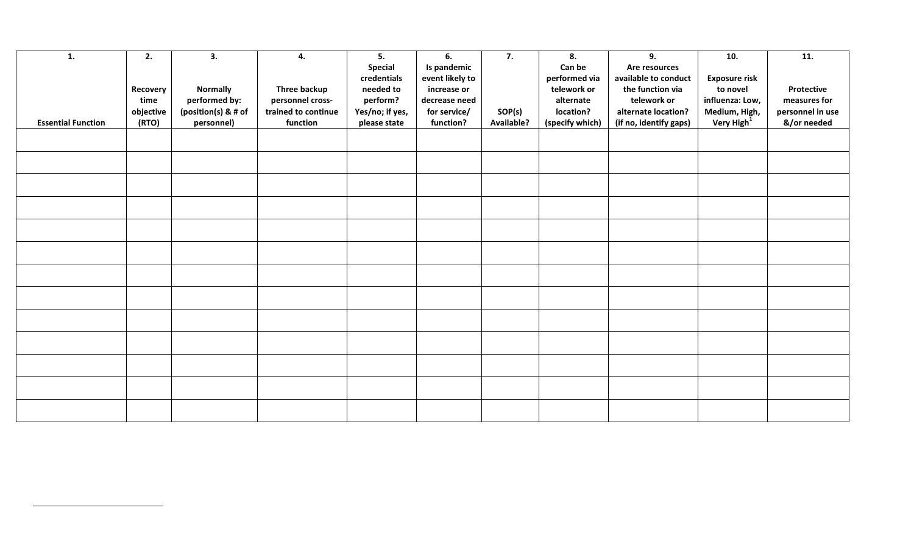| 1. Essential Function | 2. Recovery time objective (RTO) | 3. Normally performed by: (position(s) & # of personnel) | 4. Three backup personnel cross-trained to continue function | 5. Special credentials needed to perform? Yes/no; if yes, please state | 6. Is pandemic event likely to increase or decrease need for service/ function? | 7. SOP(s) Available? | 8. Can be performed via telework or alternate location? (specify which) | 9. Are resources available to conduct the function via telework or alternate location? (if no, identify gaps) | 10. Exposure risk to novel influenza: Low, Medium, High, Very High[1] | 11. Protective measures for personnel in use &/or needed |
|---|---|---|---|---|---|---|---|---|---|---|
| | | | | | | | | | | |
| | | | | | | | | | | |
| | | | | | | | | | | |
| | | | | | | | | | | |
| | | | | | | | | | | |
| | | | | | | | | | | |
| | | | | | | | | | | |
| | | | | | | | | | | |
| | | | | | | | | | | |
| | | | | | | | | | | |
| | | | | | | | | | | |
| | | | | | | | | | | |
| | | | | | | | | | | |